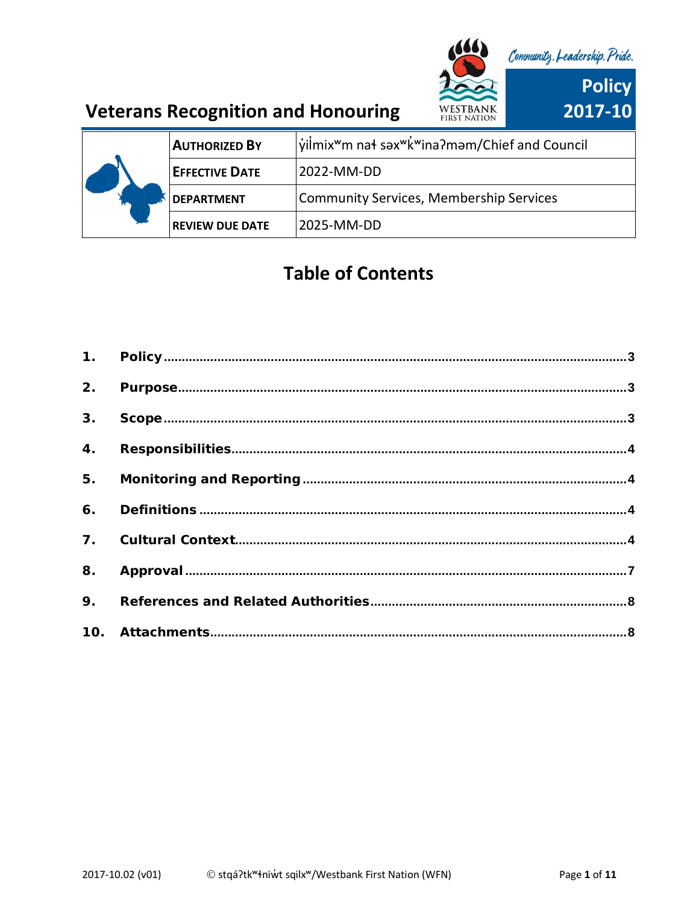# Veterans Recognition and Honouring

Community. Leadership. Pride.

**Policy 2017-10**

| | |
|---|---|
| **AUTHORIZED BY** | y̓il̓mixʷm naɬ səxʷk̓ʷinaʔməm/Chief and Council |
| **EFFECTIVE DATE** | 2022-MM-DD |
| **DEPARTMENT** | Community Services, Membership Services |
| **REVIEW DUE DATE** | 2025-MM-DD |

## Table of Contents

1. **Policy** .......... 3
2. **Purpose** .......... 3
3. **Scope** .......... 3
4. **Responsibilities** .......... 4
5. **Monitoring and Reporting** .......... 4
6. **Definitions** .......... 4
7. **Cultural Context** .......... 4
8. **Approval** .......... 7
9. **References and Related Authorities** .......... 8
10. **Attachments** .......... 8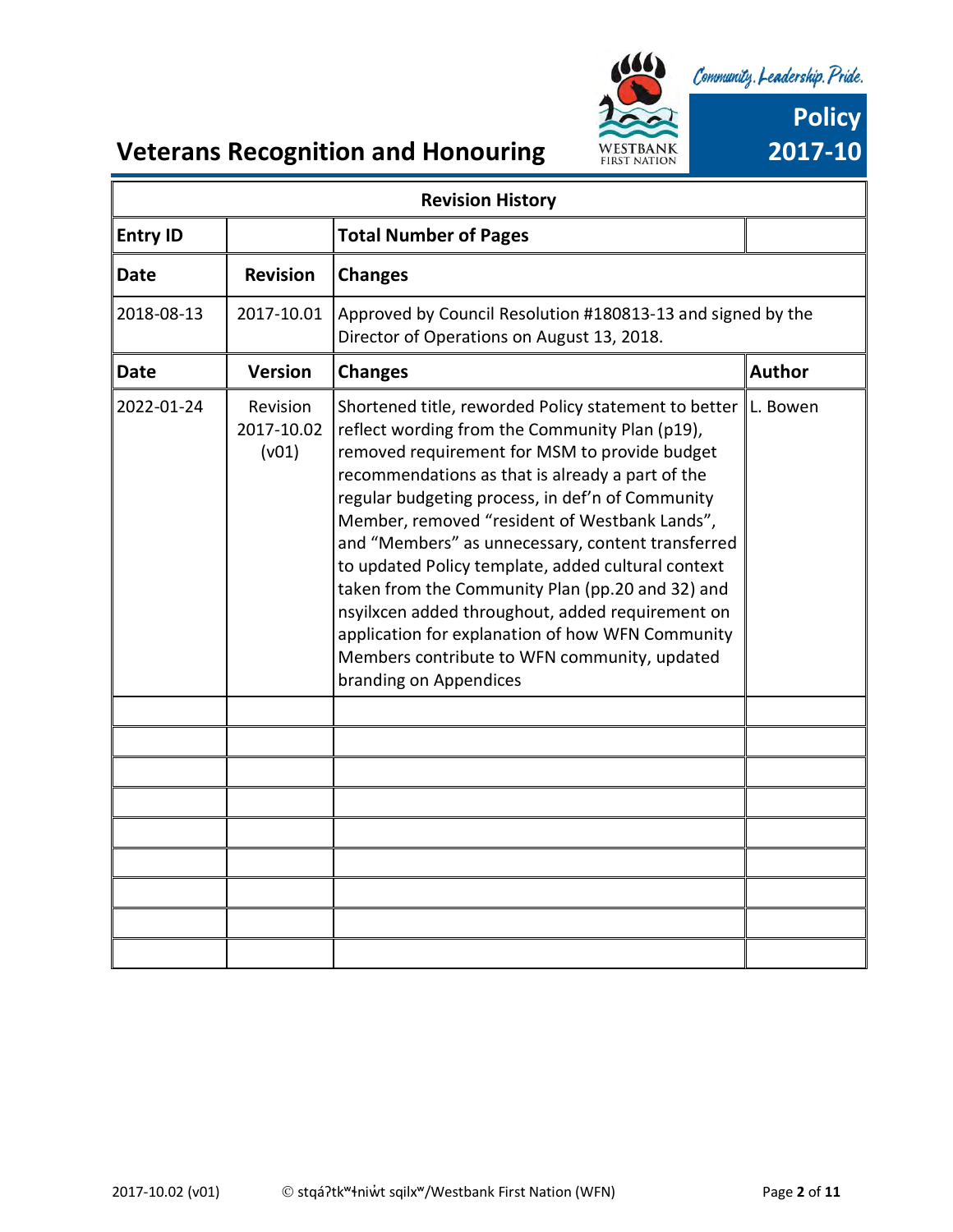# Veterans Recognition and Honouring

**Policy 2017-10**

| Revision History | | | |
|---|---|---|---|
| **Entry ID** | | **Total Number of Pages** | |
| **Date** | **Revision** | **Changes** | |
| 2018-08-13 | 2017-10.01 | Approved by Council Resolution #180813-13 and signed by the Director of Operations on August 13, 2018. | |
| **Date** | **Version** | **Changes** | **Author** |
| 2022-01-24 | Revision 2017-10.02 (v01) | Shortened title, reworded Policy statement to better reflect wording from the Community Plan (p19), removed requirement for MSM to provide budget recommendations as that is already a part of the regular budgeting process, in def'n of Community Member, removed "resident of Westbank Lands", and "Members" as unnecessary, content transferred to updated Policy template, added cultural context taken from the Community Plan (pp.20 and 32) and nsyilxcen added throughout, added requirement on application for explanation of how WFN Community Members contribute to WFN community, updated branding on Appendices | L. Bowen |
| | | | |
| | | | |
| | | | |
| | | | |
| | | | |
| | | | |
| | | | |
| | | | |
| | | | |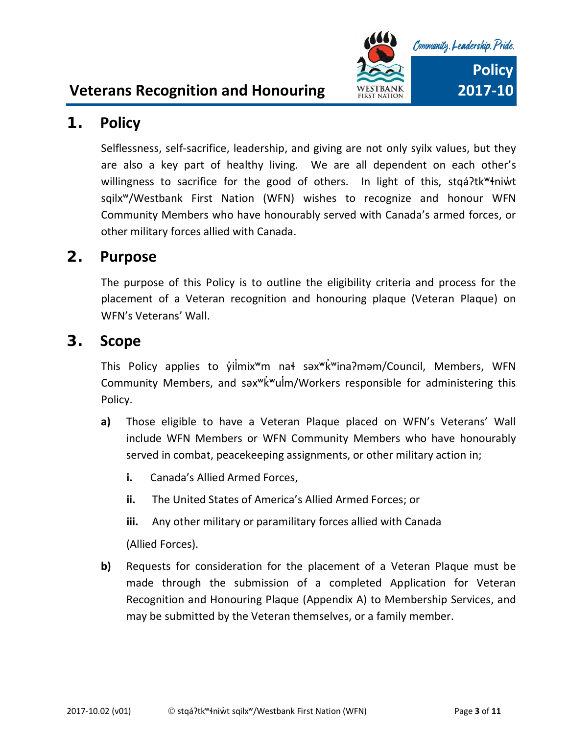# Veterans Recognition and Honouring

Policy 2017-10

## 1. Policy

Selflessness, self-sacrifice, leadership, and giving are not only syilx values, but they are also a key part of healthy living. We are all dependent on each other's willingness to sacrifice for the good of others. In light of this, stqáʔtkʷɬniw̓t sqilxʷ/Westbank First Nation (WFN) wishes to recognize and honour WFN Community Members who have honourably served with Canada's armed forces, or other military forces allied with Canada.

## 2. Purpose

The purpose of this Policy is to outline the eligibility criteria and process for the placement of a Veteran recognition and honouring plaque (Veteran Plaque) on WFN's Veterans' Wall.

## 3. Scope

This Policy applies to y̓il̓mixʷm naɬ səxʷk̓ʷinaʔməm/Council, Members, WFN Community Members, and səxʷk̓ʷul̓m/Workers responsible for administering this Policy.

**a)** Those eligible to have a Veteran Plaque placed on WFN's Veterans' Wall include WFN Members or WFN Community Members who have honourably served in combat, peacekeeping assignments, or other military action in;

- **i.** Canada's Allied Armed Forces,
- **ii.** The United States of America's Allied Armed Forces; or
- **iii.** Any other military or paramilitary forces allied with Canada

(Allied Forces).

**b)** Requests for consideration for the placement of a Veteran Plaque must be made through the submission of a completed Application for Veteran Recognition and Honouring Plaque (Appendix A) to Membership Services, and may be submitted by the Veteran themselves, or a family member.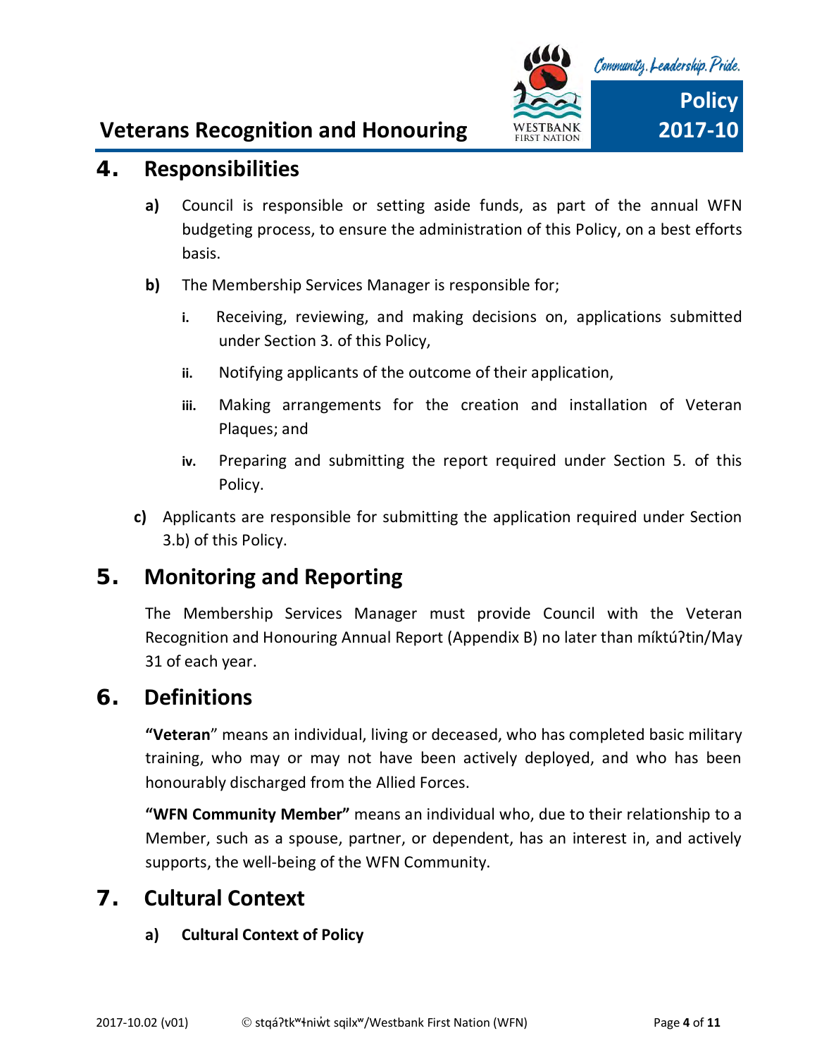## 4. Responsibilities

**a)** Council is responsible or setting aside funds, as part of the annual WFN budgeting process, to ensure the administration of this Policy, on a best efforts basis.

**b)** The Membership Services Manager is responsible for;

**i.** Receiving, reviewing, and making decisions on, applications submitted under Section 3. of this Policy,

**ii.** Notifying applicants of the outcome of their application,

**iii.** Making arrangements for the creation and installation of Veteran Plaques; and

**iv.** Preparing and submitting the report required under Section 5. of this Policy.

**c)** Applicants are responsible for submitting the application required under Section 3.b) of this Policy.

## 5. Monitoring and Reporting

The Membership Services Manager must provide Council with the Veteran Recognition and Honouring Annual Report (Appendix B) no later than míktúʔtin/May 31 of each year.

## 6. Definitions

**"Veteran"** means an individual, living or deceased, who has completed basic military training, who may or may not have been actively deployed, and who has been honourably discharged from the Allied Forces.

**"WFN Community Member"** means an individual who, due to their relationship to a Member, such as a spouse, partner, or dependent, has an interest in, and actively supports, the well-being of the WFN Community.

## 7. Cultural Context

**a) Cultural Context of Policy**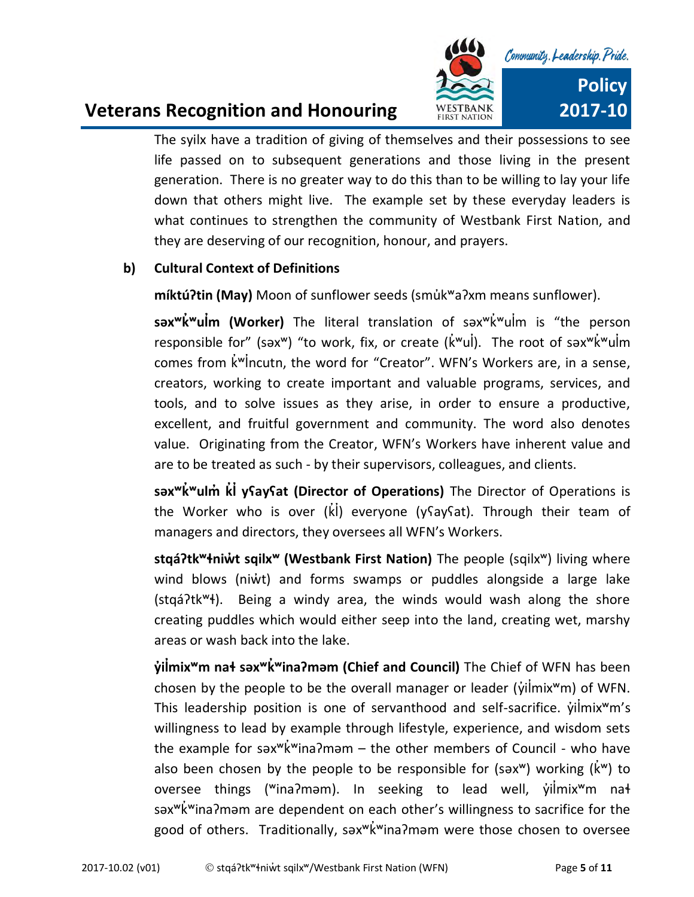The syilx have a tradition of giving of themselves and their possessions to see life passed on to subsequent generations and those living in the present generation. There is no greater way to do this than to be willing to lay your life down that others might live. The example set by these everyday leaders is what continues to strengthen the community of Westbank First Nation, and they are deserving of our recognition, honour, and prayers.

**b) Cultural Context of Definitions**

**míktúʔtin (May)** Moon of sunflower seeds (smu̓kʷaʔxm means sunflower).

**səxʷk̓ʷul̓m (Worker)** The literal translation of səxʷk̓ʷul̓m is "the person responsible for" (səxʷ) "to work, fix, or create (k̓ʷul̓). The root of səxʷk̓ʷul̓m comes from k̓ʷl̓ncutn, the word for "Creator". WFN's Workers are, in a sense, creators, working to create important and valuable programs, services, and tools, and to solve issues as they arise, in order to ensure a productive, excellent, and fruitful government and community. The word also denotes value. Originating from the Creator, WFN's Workers have inherent value and are to be treated as such - by their supervisors, colleagues, and clients.

**səxʷk̓ʷulm̓ k̓l̓ yʕayʕat (Director of Operations)** The Director of Operations is the Worker who is over (k̓l̓) everyone (yʕayʕat). Through their team of managers and directors, they oversees all WFN's Workers.

**stqáʔtkʷɬniw̓t sqilxʷ (Westbank First Nation)** The people (sqilxʷ) living where wind blows (niw̓t) and forms swamps or puddles alongside a large lake (stqáʔtkʷɬ). Being a windy area, the winds would wash along the shore creating puddles which would either seep into the land, creating wet, marshy areas or wash back into the lake.

**y̓il̓mixʷm naɬ səxʷk̓ʷinaʔməm (Chief and Council)** The Chief of WFN has been chosen by the people to be the overall manager or leader (y̓il̓mixʷm) of WFN. This leadership position is one of servanthood and self-sacrifice. y̓il̓mixʷm's willingness to lead by example through lifestyle, experience, and wisdom sets the example for səxʷk̓ʷinaʔməm – the other members of Council - who have also been chosen by the people to be responsible for (səxʷ) working (k̓ʷ) to oversee things (ʷinaʔməm). In seeking to lead well, y̓il̓mixʷm naɬ səxʷk̓ʷinaʔməm are dependent on each other's willingness to sacrifice for the good of others. Traditionally, səxʷk̓ʷinaʔməm were those chosen to oversee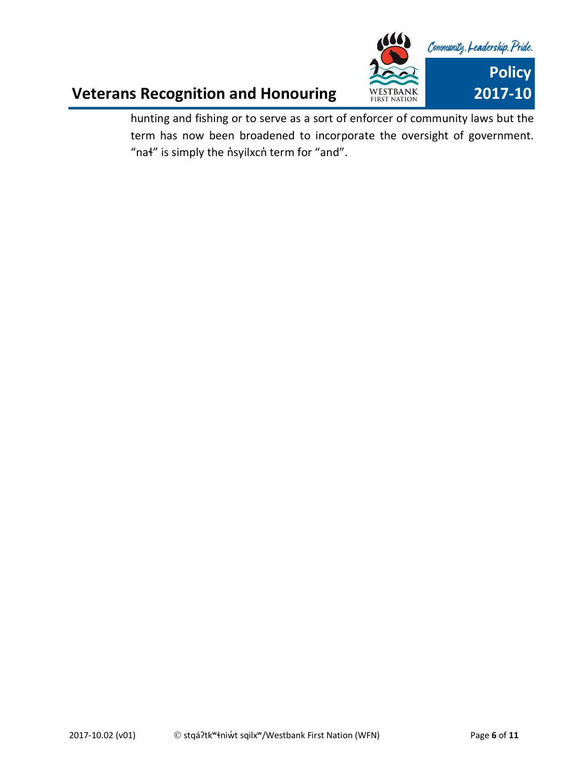hunting and fishing or to serve as a sort of enforcer of community laws but the term has now been broadened to incorporate the oversight of government. “naɬ” is simply the n̓syilxcn̓ term for “and”.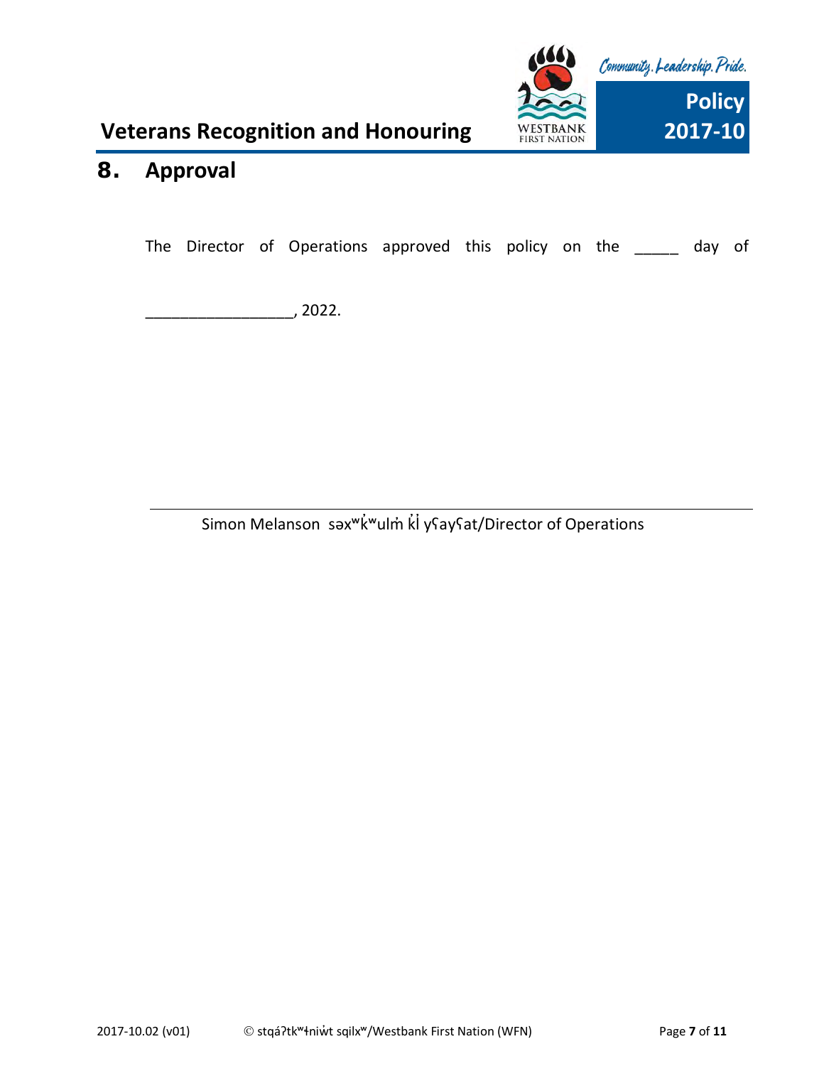## 8. Approval

The Director of Operations approved this policy on the _____ day of

_________________, 2022.

______________________________________________

Simon Melanson səxʷk̓ʷulm̓ k̓l̓ yʕayʕat/Director of Operations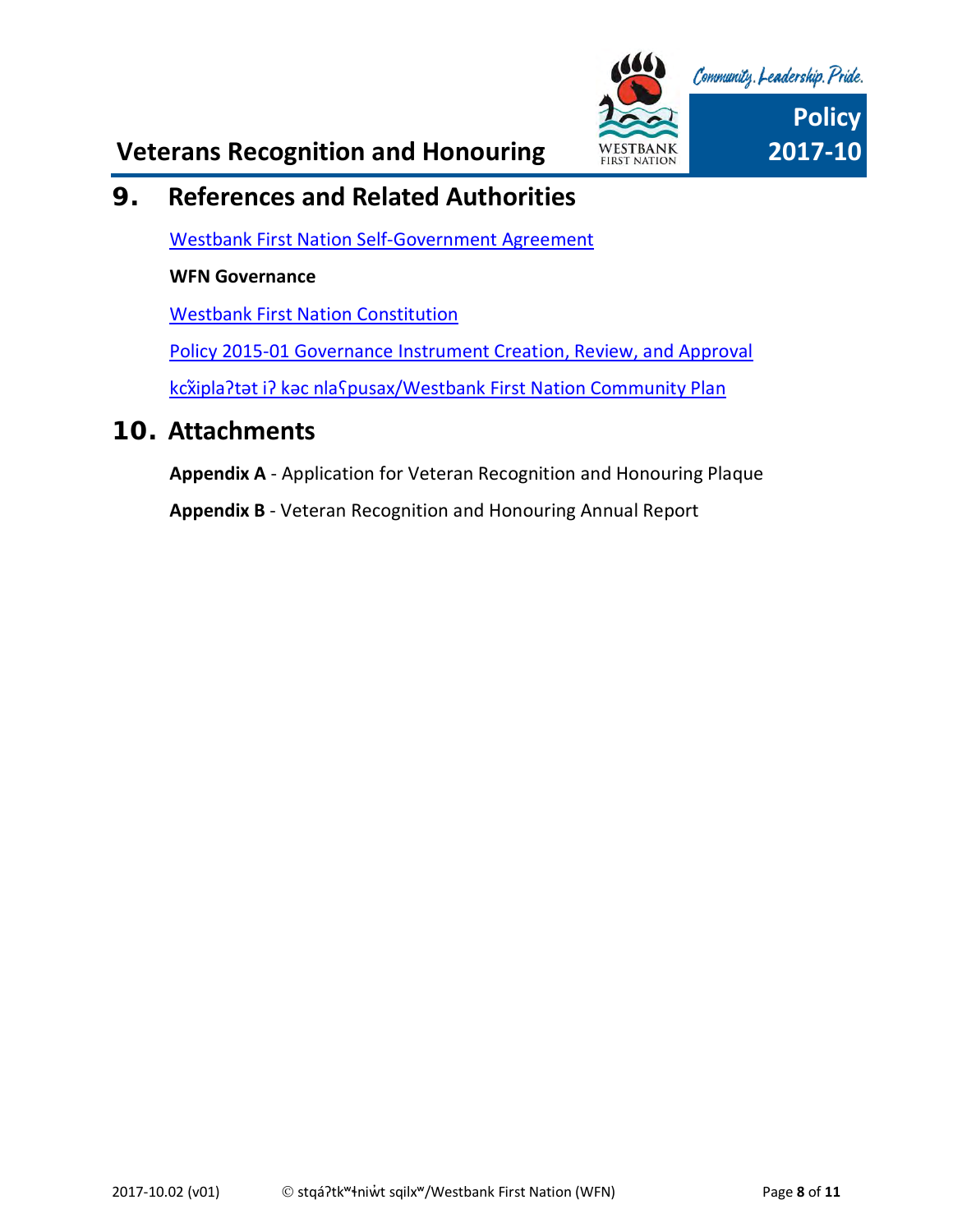## 9. References and Related Authorities

Westbank First Nation Self-Government Agreement

**WFN Governance**

Westbank First Nation Constitution

Policy 2015-01 Governance Instrument Creation, Review, and Approval

kcx̌iplaʔtət iʔ kəc nlaʕpusax/Westbank First Nation Community Plan

## 10. Attachments

**Appendix A** - Application for Veteran Recognition and Honouring Plaque

**Appendix B** - Veteran Recognition and Honouring Annual Report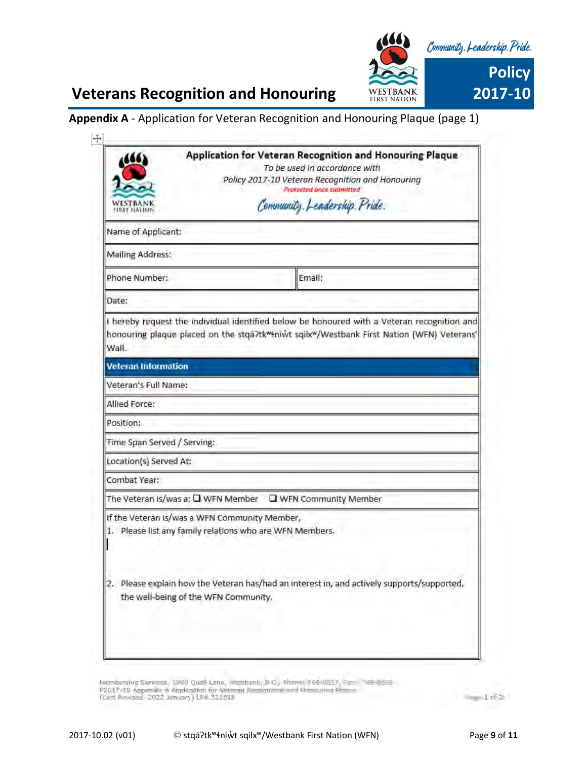**Appendix A** - Application for Veteran Recognition and Honouring Plaque (page 1)

## Application for Veteran Recognition and Honouring Plaque

*To be used in accordance with*

*Policy 2017-10 Veteran Recognition and Honouring*

*Protected once submitted*

*Community. Leadership. Pride.*

| | |
|---|---|
| Name of Applicant: | |
| Mailing Address: | |
| Phone Number: | Email: |
| Date: | |

I hereby request the individual identified below be honoured with a Veteran recognition and honouring plaque placed on the stqáʔtkʷɬniw̓t sqilxʷ/Westbank First Nation (WFN) Veterans' Wall.

**Veteran Information**

| |
|---|
| Veteran's Full Name: |
| Allied Force: |
| Position: |
| Time Span Served / Serving: |
| Location(s) Served At: |
| Combat Year: |
| The Veteran is/was a: ❑ WFN Member ❑ WFN Community Member |

If the Veteran is/was a WFN Community Member,

1. Please list any family relations who are WFN Members.

2. Please explain how the Veteran has/had an interest in, and actively supports/supported, the well-being of the WFN Community.

Membership Services, 1900 Quail Lane, Westbank, B.C., Phone: 768-0227, Fax: 768-8508
P2017-10 Appendix A Application for Veteran Recognition and Honouring Plaque
(Last Revised: 2022 January) LF# 521518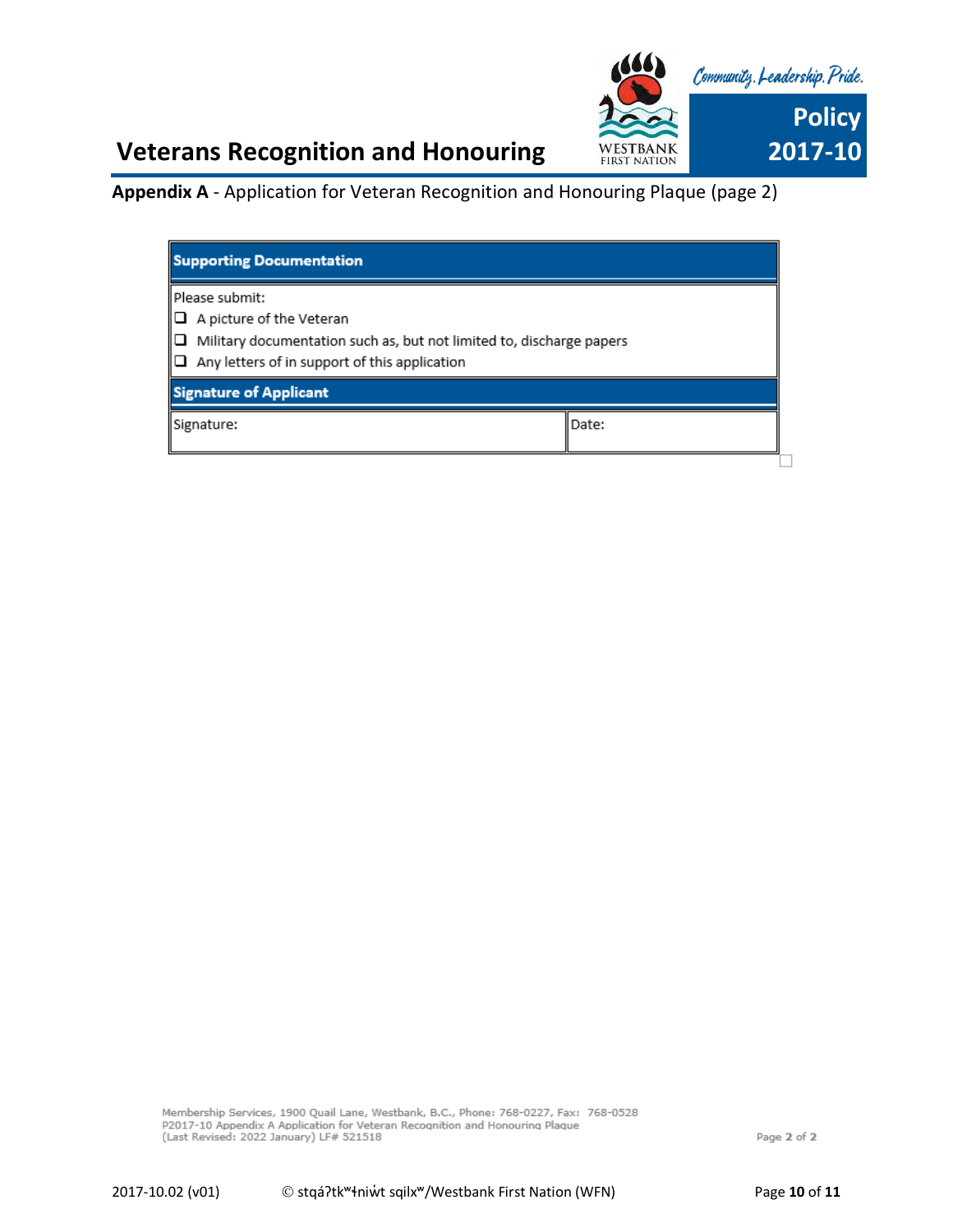# Veterans Recognition and Honouring

**Appendix A** - Application for Veteran Recognition and Honouring Plaque (page 2)

| **Supporting Documentation** | |
|---|---|
| Please submit:<br>❑ A picture of the Veteran<br>❑ Military documentation such as, but not limited to, discharge papers<br>❑ Any letters of in support of this application | |
| **Signature of Applicant** | |
| Signature: | Date: |

Membership Services, 1900 Quail Lane, Westbank, B.C., Phone: 768-0227, Fax: 768-0528
P2017-10 Appendix A Application for Veteran Recognition and Honouring Plaque
(Last Revised: 2022 January) LF# 521518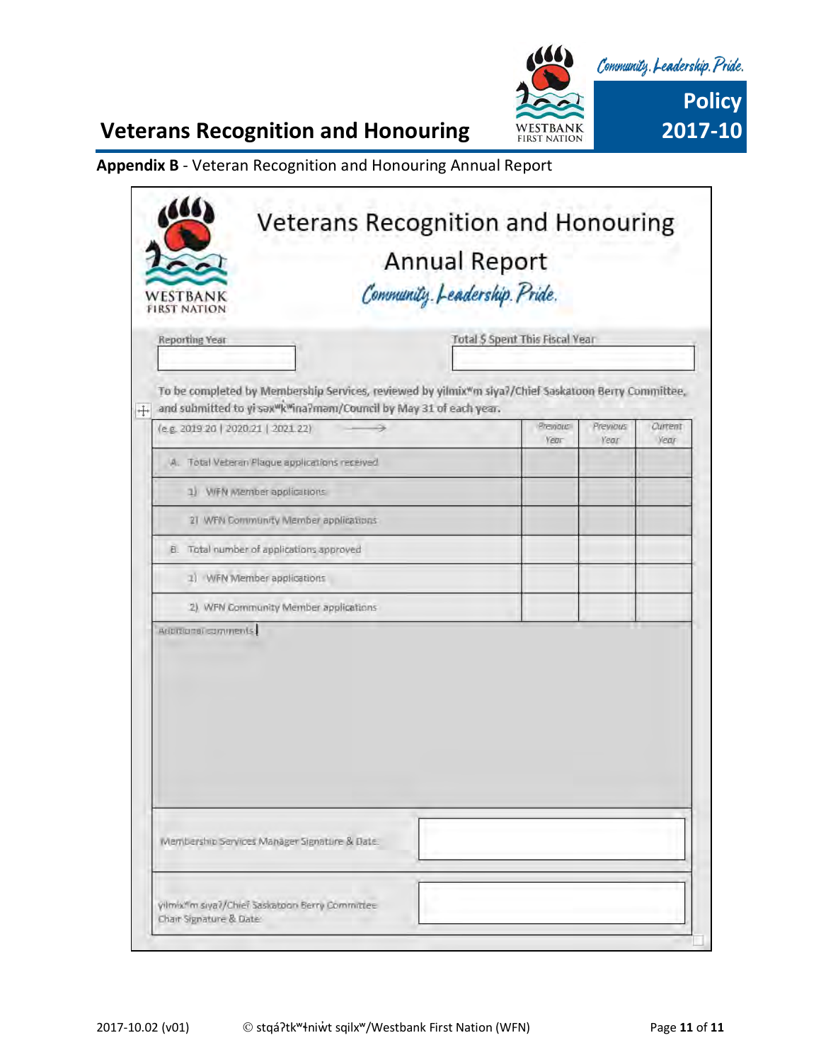**Appendix B** - Veteran Recognition and Honouring Annual Report

# Veterans Recognition and Honouring Annual Report

*Community. Leadership. Pride.*

| Reporting Year | Total $ Spent This Fiscal Year |
|---|---|
| | |

To be completed by Membership Services, reviewed by yilmixʷm siyaʔ/Chief Saskatoon Berry Committee, and submitted to yi sәxʷkʷinaʔmәm/Council by May 31 of each year.

| (e.g. 2019 20 \| 2020 21 \| 2021 22) ⟶ | Previous Year | Previous Year | Current Year |
|---|---|---|---|
| A. Total Veteran Plaque applications received | | | |
| 1) WFN Member applications | | | |
| 2) WFN Community Member applications | | | |
| B. Total number of applications approved | | | |
| 1) WFN Member applications | | | |
| 2) WFN Community Member applications | | | |

Additional comments:

| | |
|---|---|
| Membership Services Manager Signature & Date | |
| yilmixʷm siyaʔ/Chief Saskatoon Berry Committee Chair Signature & Date | |